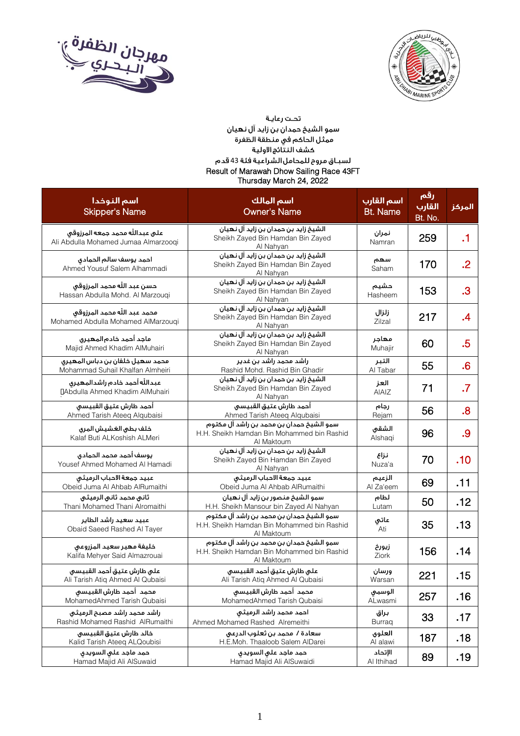تحـت رعايـة
سمو الشيخ حمدان بن زايد آل نهيان
ممثل الحاكم في منطقة الظفرة
كشف النتائج الاولية
لسباق مروح للمحامل الشراعية فئة 43 قدم
Result of Marawah Dhow Sailing Race 43FT
Thursday March 24, 2022

| اسم النوخذا<br>Skipper's Name | اسم المالك<br>Owner's Name | اسم القارب<br>Bt. Name | رقم القارب<br>Bt. No. | المركز |
|---|---|---|---|---|
| علي عبدالله محمد جمعه المرزوقي<br>Ali Abdulla Mohamed Jumaa Almarzooqi | الشيخ زايد بن حمدان بن زايد آل نهيان<br>Sheikh Zayed Bin Hamdan Bin Zayed Al Nahyan | نمران<br>Namran | 259 | .1 |
| احمد يوسف سالم الحمادي<br>Ahmed Yousuf Salem Alhammadi | الشيخ زايد بن حمدان بن زايد آل نهيان<br>Sheikh Zayed Bin Hamdan Bin Zayed Al Nahyan | سهم<br>Saham | 170 | .2 |
| حسن عبد الله محمد المرزوقي<br>Hassan Abdulla Mohd. Al Marzouqi | الشيخ زايد بن حمدان بن زايد آل نهيان<br>Sheikh Zayed Bin Hamdan Bin Zayed Al Nahyan | حشيم<br>Hasheem | 153 | .3 |
| محمد عبد الله محمد المرزوقي<br>Mohamed Abdulla Mohamed AlMarzouqi | الشيخ زايد بن حمدان بن زايد آل نهيان<br>Sheikh Zayed Bin Hamdan Bin Zayed Al Nahyan | زلزال<br>Zilzal | 217 | .4 |
| ماجد أحمد خادم المهيري<br>Majid Ahmed Khadim AlMuhairi | الشيخ زايد بن حمدان بن زايد آل نهيان<br>Sheikh Zayed Bin Hamdan Bin Zayed Al Nahyan | مهاجر<br>Muhajir | 60 | .5 |
| محمد سهيل خلفان بن دباس المهيري<br>Mohammad Suhail Khalfan Almheiri | راشد محمد راشد بن غدير<br>Rashid Mohd. Rashid Bin Ghadir | التبر<br>Al Tabar | 55 | .6 |
| عبدالله أحمد خادم راشدالمهيري<br>Abdulla Ahmed Khadim AlMuhairi | الشيخ زايد بن حمدان بن زايد آل نهيان<br>Sheikh Zayed Bin Hamdan Bin Zayed Al Nahyan | العز<br>AlAIZ | 71 | .7 |
| أحمد طارش عتيق القبيسي<br>Ahmed Tarish Ateeq Alqubaisi | أحمد طارش عتيق القبيسي<br>Ahmed Tarish Ateeq Alqubaisi | رجام<br>Rejam | 56 | .8 |
| خلف بطي الغشيش المري<br>Kalaf Buti ALKoshish ALMeri | سمو الشيخ حمدان بن محمد بن راشد آل مكتوم<br>H.H. Sheikh Hamdan Bin Mohammed bin Rashid Al Maktoum | الشقي<br>Alshaqi | 96 | .9 |
| يوسف أحمد محمد الحمادي<br>Yousef Ahmed Mohamed Al Hamadi | الشيخ زايد بن حمدان بن زايد آل نهيان<br>Sheikh Zayed Bin Hamdan Bin Zayed Al Nahyan | نزاع<br>Nuza'a | 70 | .10 |
| عبيد جمعة الاحباب الرميثي<br>Obeid Juma Al Ahbab AlRumaithi | عبيد جمعة الاحباب الرميثي<br>Obeid Juma Al Ahbab AlRumaithi | الزعيم<br>Al Za'eem | 69 | .11 |
| ثاني محمد ثاني الرميثي<br>Thani Mohamed Thani Alromaithi | سمو الشيخ منصور بن زايد آل نهيان<br>H.H. Sheikh Mansour bin Zayed Al Nahyan | لطام<br>Lutam | 50 | .12 |
| عبيد سعيد راشد الطاير<br>Obaid Saeed Rashed Al Tayer | سمو الشيخ حمدان بن محمد بن راشد آل مكتوم<br>H.H. Sheikh Hamdan Bin Mohammed bin Rashid Al Maktoum | عاتي<br>Ati | 35 | .13 |
| خليفة مهير سعيد المزروعي<br>Kalifa Mehyer Said Almazrouai | سمو الشيخ حمدان بن محمد بن راشد آل مكتوم<br>H.H. Sheikh Hamdan Bin Mohammed bin Rashid Al Maktoum | زيورخ<br>Ziork | 156 | .14 |
| علي طارش عتيق أحمد القبيسي<br>Ali Tarish Atiq Ahmed Al Qubaisi | علي طارش عتيق أحمد القبيسي<br>Ali Tarish Atiq Ahmed Al Qubaisi | ورسان<br>Warsan | 221 | .15 |
| محمد أحمد طارش القبيسي<br>MohamedAhmed Tarish Qubaisi | محمد أحمد طارش القبيسي<br>MohamedAhmed Tarish Qubaisi | الوسمي<br>ALwasmi | 257 | .16 |
| راشد محمد راشد مصبح الرميثي<br>Rashid Mohamed Rashid AlRumaithi | احمد محمد راشد الرميثي<br>Ahmed Mohamed Rashed Alremeithi | براق<br>Burraq | 33 | .17 |
| خالد طارش عتيق القبيسي<br>Kalid Tarish Ateeq ALQoubisi | سعادة / محمد بن ثعلوب الدرعي<br>H.E.Moh. Thaaloob Salem AlDarei | العلوي<br>Al alawi | 187 | .18 |
| حمد ماجد علي السويدي<br>Hamad Majid Ali AlSuwaid | حمد ماجد علي السويدي<br>Hamad Majid Ali AlSuwaidi | الإتحاد<br>Al Ithihad | 89 | .19 |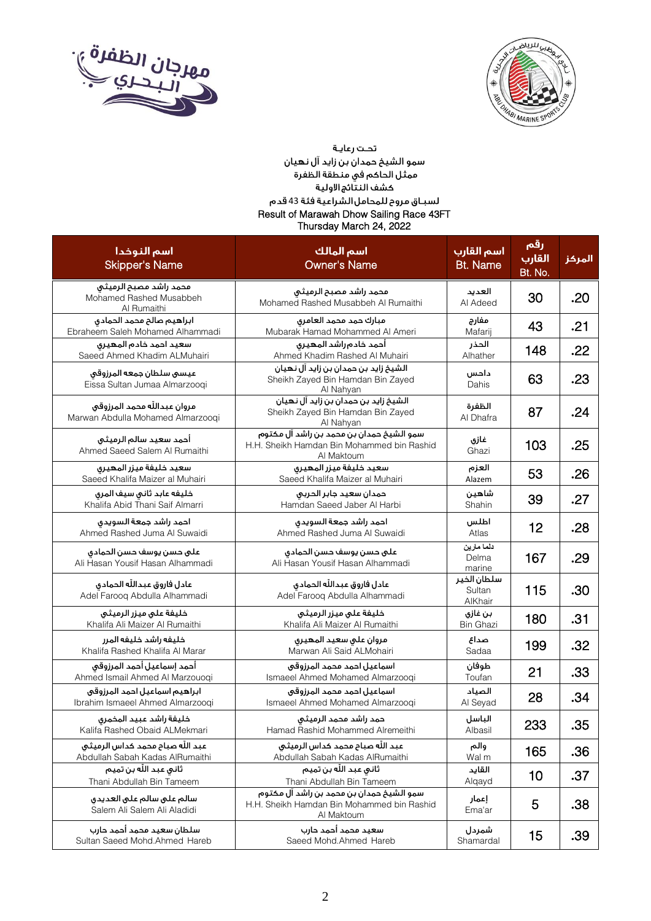مهرجان الظفرة البحري

تحـت رعايـة
سمو الشيخ حمدان بن زايد آل نهيان
ممثل الحاكم في منطقة الظفرة
كشف النتائج الاولية
لسباق مروح للمحامل الشراعية فئة 43 قدم
Result of Marawah Dhow Sailing Race 43FT
Thursday March 24, 2022

| اسم النوخدا<br>Skipper's Name | اسم المالك<br>Owner's Name | اسم القارب<br>Bt. Name | رقم القارب<br>Bt. No. | المركز |
|---|---|---|---|---|
| محمد راشد مصبح الرميثي<br>Mohamed Rashed Musabbeh Al Rumaithi | محمد راشد مصبح الرميثي<br>Mohamed Rashed Musabbeh Al Rumaithi | العديد<br>Al Adeed | 30 | .20 |
| ابراهيم صالح محمد الحمادي<br>Ebraheem Saleh Mohamed Alhammadi | مبارك حمد محمد العامري<br>Mubarak Hamad Mohammed Al Ameri | مفارج<br>Mafarij | 43 | .21 |
| سعيد احمد خادم المهيري<br>Saeed Ahmed Khadim ALMuhairi | أحمد خادم راشد المهيري<br>Ahmed Khadim Rashed Al Muhairi | الحذر<br>Alhather | 148 | .22 |
| عيسى سلطان جمعه المرزوقي<br>Eissa Sultan Jumaa Almarzooqi | الشيخ زايد بن حمدان بن زايد آل نهيان<br>Sheikh Zayed Bin Hamdan Bin Zayed Al Nahyan | داحس<br>Dahis | 63 | .23 |
| مروان عبدالله محمد المرزوقي<br>Marwan Abdulla Mohamed Almarzooqi | الشيخ زايد بن حمدان بن زايد آل نهيان<br>Sheikh Zayed Bin Hamdan Bin Zayed Al Nahyan | الظفرة<br>Al Dhafra | 87 | .24 |
| أحمد سعيد سالم الرميثي<br>Ahmed Saeed Salem Al Rumaithi | سمو الشيخ حمدان بن محمد بن راشد آل مكتوم<br>H.H. Sheikh Hamdan Bin Mohammed bin Rashid Al Maktoum | غازي<br>Ghazi | 103 | .25 |
| سعيد خليفة ميزر المهيري<br>Saeed Khalifa Maizer al Muhairi | سعيد خليفة ميزر المهيري<br>Saeed Khalifa Maizer al Muhairi | العزم<br>Alazem | 53 | .26 |
| خليفه عابد ثاني سيف المري<br>Khalifa Abid Thani Saif Almarri | حمدان سعيد جابر الحربي<br>Hamdan Saeed Jaber Al Harbi | شاهين<br>Shahin | 39 | .27 |
| احمد راشد جمعة السويدي<br>Ahmed Rashed Juma Al Suwaidi | احمد راشد جمعة السويدي<br>Ahmed Rashed Juma Al Suwaidi | اطلس<br>Atlas | 12 | .28 |
| علي حسن يوسف حسن الحمادي<br>Ali Hasan Yousif Hasan Alhammadi | علي حسن يوسف حسن الحمادي<br>Ali Hasan Yousif Hasan Alhammadi | دلما مارين<br>Delma marine | 167 | .29 |
| عادل فاروق عبدالله الحمادي<br>Adel Farooq Abdulla Alhammadi | عادل فاروق عبدالله الحمادي<br>Adel Farooq Abdulla Alhammadi | سلطان الخير<br>Sultan AlKhair | 115 | .30 |
| خليفة علي ميزر الرميثي<br>Khalifa Ali Maizer Al Rumaithi | خليفة علي ميزر الرميثي<br>Khalifa Ali Maizer Al Rumaithi | بن غازي<br>Bin Ghazi | 180 | .31 |
| خليفه راشد خليفه المرر<br>Khalifa Rashed Khalifa Al Marar | مروان علي سعيد المهيري<br>Marwan Ali Said ALMohairi | صداع<br>Sadaa | 199 | .32 |
| أحمد إسماعيل أحمد المرزوقي<br>Ahmed Ismail Ahmed Al Marzouoqi | اسماعيل احمد محمد المرزوقي<br>Ismaeel Ahmed Mohamed Almarzooqi | طوفان<br>Toufan | 21 | .33 |
| ابراهيم اسماعيل احمد المرزوقي<br>Ibrahim Ismaeel Ahmed Almarzooqi | اسماعيل احمد محمد المرزوقي<br>Ismaeel Ahmed Mohamed Almarzooqi | الصياد<br>Al Seyad | 28 | .34 |
| خليفة راشد عبيد المخمري<br>Kalifa Rashed Obaid ALMekmari | حمد راشد محمد الرميثي<br>Hamad Rashid Mohammed Alremeithi | الباسل<br>Albasil | 233 | .35 |
| عبد الله صباح محمد كداس الرميثي<br>Abdullah Sabah Kadas AlRumaithi | عبد الله صباح محمد كداس الرميثي<br>Abdullah Sabah Kadas AlRumaithi | والم<br>Wal m | 165 | .36 |
| ثاني عبد الله بن تميم<br>Thani Abdullah Bin Tameem | ثاني عبد الله بن تميم<br>Thani Abdullah Bin Tameem | القايد<br>Alqayd | 10 | .37 |
| سالم علي سالم علي العديدي<br>Salem Ali Salem Ali Aladidi | سمو الشيخ حمدان بن محمد بن راشد آل مكتوم<br>H.H. Sheikh Hamdan Bin Mohammed bin Rashid Al Maktoum | إعمار<br>Ema'ar | 5 | .38 |
| سلطان سعيد محمد أحمد حارب<br>Sultan Saeed Mohd.Ahmed Hareb | سعيد محمد أحمد حارب<br>Saeed Mohd.Ahmed Hareb | شمردل<br>Shamardal | 15 | .39 |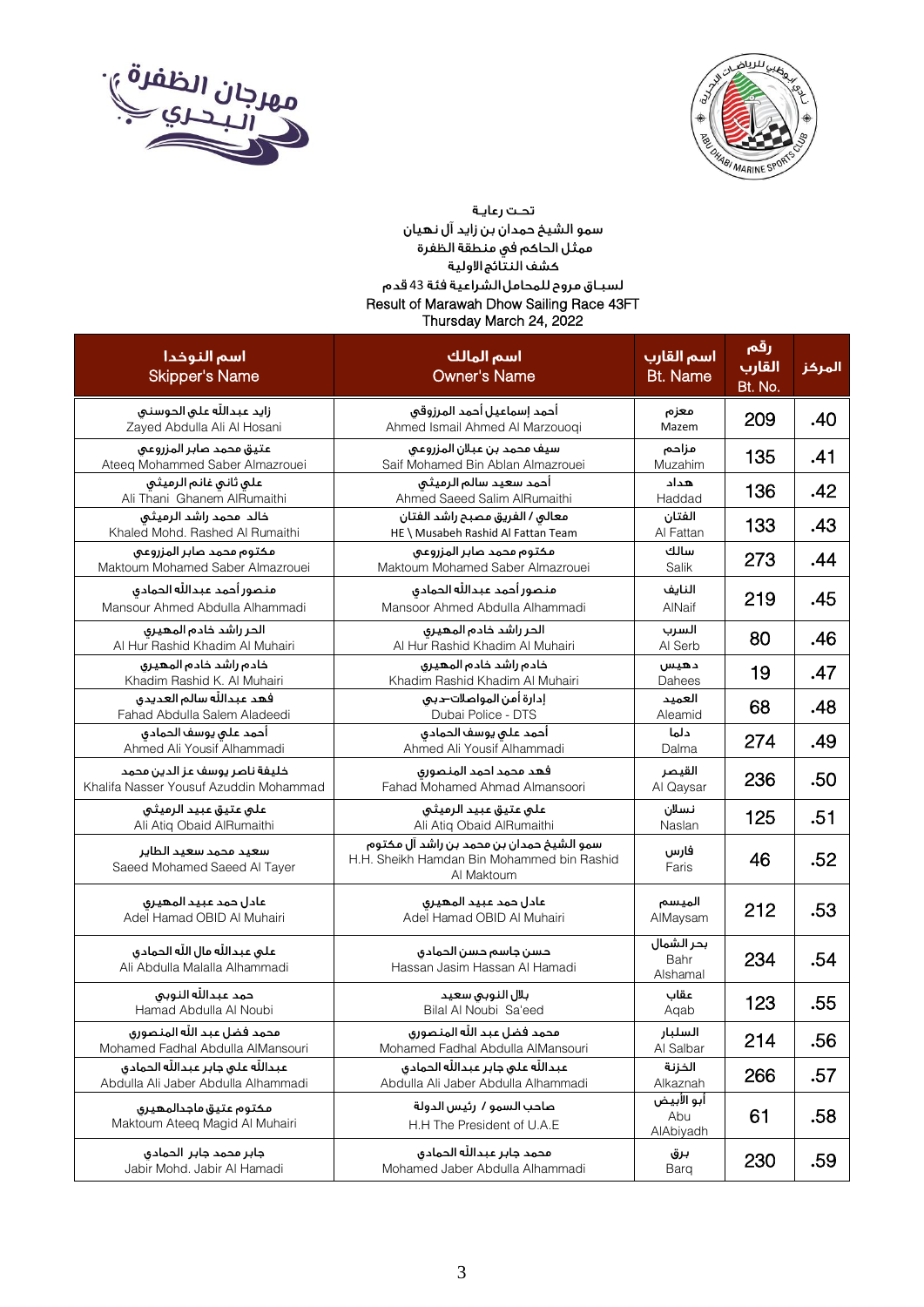تحت رعاية

سمو الشيخ حمدان بن زايد آل نهيان

ممثل الحاكم في منطقة الظفرة

كشف النتائج الاولية

لسباق مروح للمحامل الشراعية فئة 43 قدم

Result of Marawah Dhow Sailing Race 43FT

Thursday March 24, 2022

| اسم النوخذا Skipper's Name | اسم المالك Owner's Name | اسم القارب Bt. Name | رقم القارب Bt. No. | المركز |
|---|---|---|---|---|
| زايد عبدالله علي الحوسني Zayed Abdulla Ali Al Hosani | أحمد إسماعيل أحمد المرزوقي Ahmed Ismail Ahmed Al Marzouoqi | معزم Mazem | 209 | .40 |
| عتيق محمد صابر المزروعي Ateeq Mohammed Saber Almazrouei | سيف محمد بن عبلان المزروعي Saif Mohamed Bin Ablan Almazrouei | مزاحم Muzahim | 135 | .41 |
| علي ثاني غانم الرميثي Ali Thani Ghanem AlRumaithi | أحمد سعيد سالم الرميثي Ahmed Saeed Salim AlRumaithi | هداد Haddad | 136 | .42 |
| خالد محمد راشد الرميثي Khaled Mohd. Rashed Al Rumaithi | معالي / الفريق مصبح راشد الفتان HE \ Musabeh Rashid Al Fattan Team | الفتان Al Fattan | 133 | .43 |
| مكتوم محمد صابر المزروعي Maktoum Mohamed Saber Almazrouei | مكتوم محمد صابر المزروعي Maktoum Mohamed Saber Almazrouei | سالك Salik | 273 | .44 |
| منصور أحمد عبدالله الحمادي Mansour Ahmed Abdulla Alhammadi | منصور أحمد عبدالله الحمادي Mansoor Ahmed Abdulla Alhammadi | النايف AlNaif | 219 | .45 |
| الحر راشد خادم المهيري Al Hur Rashid Khadim Al Muhairi | الحر راشد خادم المهيري Al Hur Rashid Khadim Al Muhairi | السرب Al Serb | 80 | .46 |
| خادم راشد خادم المهيري Khadim Rashid K. Al Muhairi | خادم راشد خادم المهيري Khadim Rashid Khadim Al Muhairi | دهيس Dahees | 19 | .47 |
| فهد عبدالله سالم العديدي Fahad Abdulla Salem Aladeedi | إدارة أمن المواصلات-دبي Dubai Police - DTS | العميد Aleamid | 68 | .48 |
| أحمد علي يوسف الحمادي Ahmed Ali Yousif Alhammadi | أحمد علي يوسف الحمادي Ahmed Ali Yousif Alhammadi | دلما Dalma | 274 | .49 |
| خليفة ناصر يوسف عز الدين محمد Khalifa Nasser Yousuf Azuddin Mohammad | فهد محمد احمد المنصوري Fahad Mohamed Ahmad Almansoori | القيصر Al Qaysar | 236 | .50 |
| علي عتيق عبيد الرميثي Ali Atiq Obaid AlRumaithi | علي عتيق عبيد الرميثي Ali Atiq Obaid AlRumaithi | نسلان Naslan | 125 | .51 |
| سعيد محمد سعيد الطاير Saeed Mohamed Saeed Al Tayer | سمو الشيخ حمدان بن محمد بن راشد آل مكتوم H.H. Sheikh Hamdan Bin Mohammed bin Rashid Al Maktoum | فارس Faris | 46 | .52 |
| عادل حمد عبيد المهيري Adel Hamad OBID Al Muhairi | عادل حمد عبيد المهيري Adel Hamad OBID Al Muhairi | الميسم AlMaysam | 212 | .53 |
| علي عبدالله مال الله الحمادي Ali Abdulla Malalla Alhammadi | حسن جاسم حسن الحمادي Hassan Jasim Hassan Al Hamadi | بحر الشمال Bahr Alshamal | 234 | .54 |
| حمد عبدالله النوبي Hamad Abdulla Al Noubi | بلال النوبي سعيد Bilal Al Noubi Sa'eed | عقاب Aqab | 123 | .55 |
| محمد فضل عبد الله المنصوري Mohamed Fadhal Abdulla AlMansouri | محمد فضل عبد الله المنصوري Mohamed Fadhal Abdulla AlMansouri | السلبار Al Salbar | 214 | .56 |
| عبدالله علي جابر عبدالله الحمادي Abdulla Ali Jaber Abdulla Alhammadi | عبدالله علي جابر عبدالله الحمادي Abdulla Ali Jaber Abdulla Alhammadi | الخزنة Alkaznah | 266 | .57 |
| مكتوم عتيق ماجدالمهيري Maktoum Ateeq Magid Al Muhairi | صاحب السمو / رئيس الدولة H.H The President of U.A.E | أبو الأبيض Abu AlAbiyadh | 61 | .58 |
| جابر محمد جابر الحمادي Jabir Mohd. Jabir Al Hamadi | محمد جابر عبدالله الحمادي Mohamed Jaber Abdulla Alhammadi | برق Barq | 230 | .59 |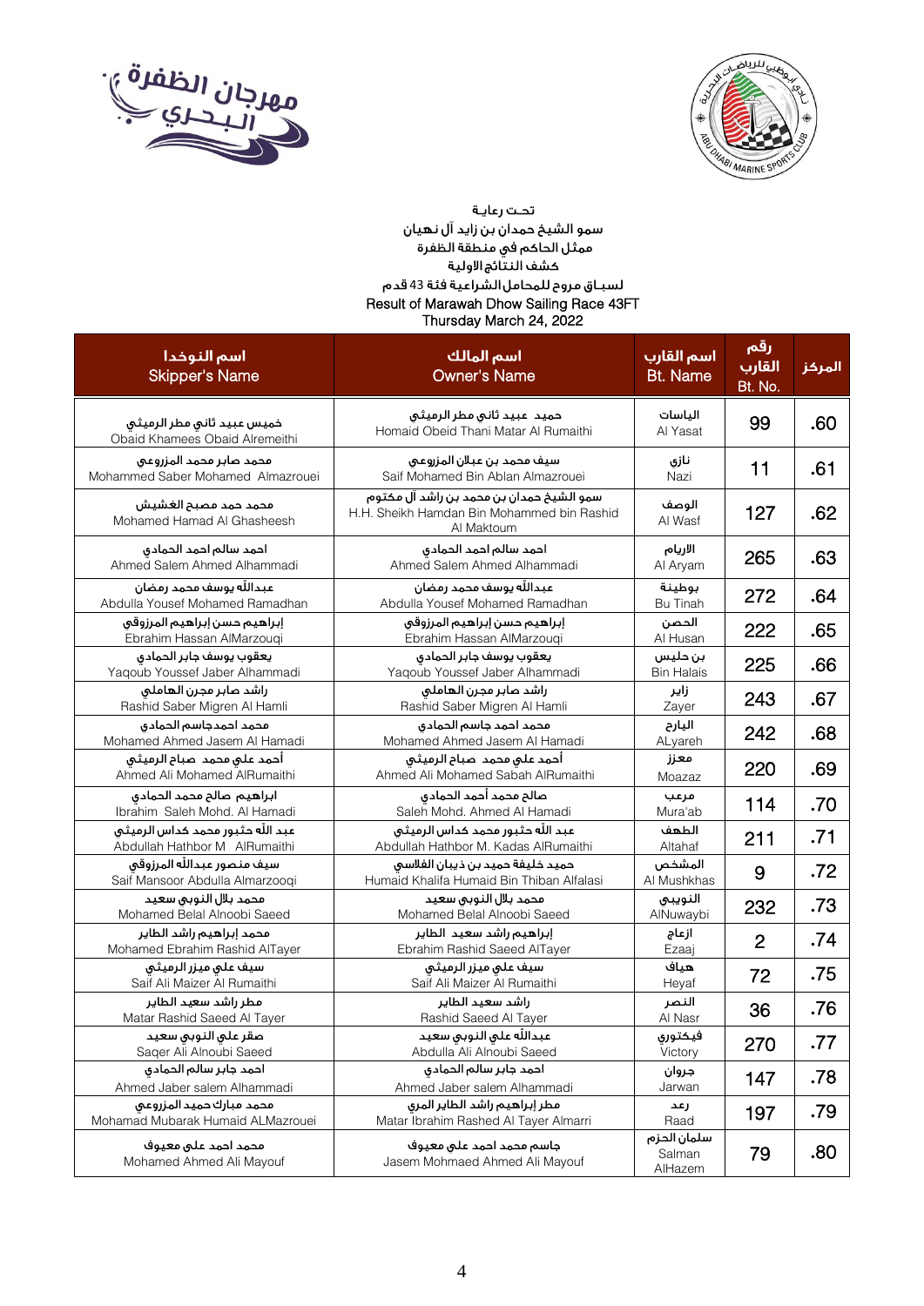تحـت رعايـة
سمو الشيخ حمدان بن زايد آل نهيان
ممثل الحاكم في منطقة الظفرة
كشف النتائج الاولية
لسبـاق مروح للمحامل الشراعية فئة 43 قدم
Result of Marawah Dhow Sailing Race 43FT
Thursday March 24, 2022

| اسم النوخدا<br>Skipper's Name | اسم المالك<br>Owner's Name | اسم القارب<br>Bt. Name | رقم القارب<br>Bt. No. | المركز |
|---|---|---|---|---|
| خميس عبيد ثاني مطر الرميثي<br>Obaid Khamees Obaid Alremeithi | حميد عبيد ثاني مطر الرميثي<br>Homaid Obeid Thani Matar Al Rumaithi | الياسات<br>Al Yasat | 99 | .60 |
| محمد صابر محمد المزروعي<br>Mohammed Saber Mohamed Almazrouei | سيف محمد بن عبلان المزروعي<br>Saif Mohamed Bin Ablan Almazrouei | نازي<br>Nazi | 11 | .61 |
| محمد حمد مصبح الغشيش<br>Mohamed Hamad Al Ghasheesh | سمو الشيخ حمدان بن محمد بن راشد آل مكتوم<br>H.H. Sheikh Hamdan Bin Mohammed bin Rashid Al Maktoum | الوصف<br>Al Wasf | 127 | .62 |
| احمد سالم احمد الحمادي<br>Ahmed Salem Ahmed Alhammadi | احمد سالم احمد الحمادي<br>Ahmed Salem Ahmed Alhammadi | الاريام<br>Al Aryam | 265 | .63 |
| عبدالله يوسف محمد رمضان<br>Abdulla Yousef Mohamed Ramadhan | عبدالله يوسف محمد رمضان<br>Abdulla Yousef Mohamed Ramadhan | بوطينة<br>Bu Tinah | 272 | .64 |
| إبراهيم حسن إبراهيم المرزوقي<br>Ebrahim Hassan AlMarzouqi | إبراهيم حسن إبراهيم المرزوقي<br>Ebrahim Hassan AlMarzouqi | الحصن<br>Al Husan | 222 | .65 |
| يعقوب يوسف جابر الحمادي<br>Yaqoub Youssef Jaber Alhammadi | يعقوب يوسف جابر الحمادي<br>Yaqoub Youssef Jaber Alhammadi | بن حليس<br>Bin Halais | 225 | .66 |
| راشد صابر مجرن الهاملي<br>Rashid Saber Migren Al Hamli | راشد صابر مجرن الهاملي<br>Rashid Saber Migren Al Hamli | زاير<br>Zayer | 243 | .67 |
| محمد احمد جاسم الحمادي<br>Mohamed Ahmed Jasem Al Hamadi | محمد احمد جاسم الحمادي<br>Mohamed Ahmed Jasem Al Hamadi | اليارح<br>ALyareh | 242 | .68 |
| أحمد علي محمد صباح الرميثي<br>Ahmed Ali Mohamed AlRumaithi | أحمد علي محمد صباح الرميثي<br>Ahmed Ali Mohamed Sabah AlRumaithi | معزز<br>Moazaz | 220 | .69 |
| ابراهيم صالح محمد الحمادي<br>Ibrahim Saleh Mohd. Al Hamadi | صالح محمد أحمد الحمادي<br>Saleh Mohd. Ahmed Al Hamadi | مرعب<br>Mura'ab | 114 | .70 |
| عبد اللّه حثبور محمد كداس الرميثي<br>Abdullah Hathbor M AlRumaithi | عبد اللّه حثبور محمد كداس الرميثي<br>Abdullah Hathbor M. Kadas AlRumaithi | الطهف<br>Altahaf | 211 | .71 |
| سيف منصور عبدالله المرزوقي<br>Saif Mansoor Abdulla Almarzooqi | حميد خليفة حميد بن ذيبان الفلاسي<br>Humaid Khalifa Humaid Bin Thiban Alfalasi | المشخص<br>Al Mushkhas | 9 | .72 |
| محمد بلال النوبي سعيد<br>Mohamed Belal Alnoobi Saeed | محمد بلال النوبي سعيد<br>Mohamed Belal Alnoobi Saeed | النويبي<br>AlNuwaybi | 232 | .73 |
| محمد إبراهيم راشد الطاير<br>Mohamed Ebrahim Rashid AlTayer | إبراهيم راشد سعيد الطاير<br>Ebrahim Rashid Saeed AlTayer | ازعاج<br>Ezaaj | 2 | .74 |
| سيف علي ميزر الرميثي<br>Saif Ali Maizer Al Rumaithi | سيف علي ميزر الرميثي<br>Saif Ali Maizer Al Rumaithi | هياف<br>Heyaf | 72 | .75 |
| مطر راشد سعيد الطاير<br>Matar Rashid Saeed Al Tayer | راشد سعيد الطاير<br>Rashid Saeed Al Tayer | النصر<br>Al Nasr | 36 | .76 |
| صقر علي النوبي سعيد<br>Saqer Ali Alnoubi Saeed | عبدالله علي النوبي سعيد<br>Abdulla Ali Alnoubi Saeed | فيكتوري<br>Victory | 270 | .77 |
| احمد جابر سالم الحمادي<br>Ahmed Jaber salem Alhammadi | احمد جابر سالم الحمادي<br>Ahmed Jaber salem Alhammadi | جروان<br>Jarwan | 147 | .78 |
| محمد مبارك حميد المزروعي<br>Mohamad Mubarak Humaid ALMazrouei | مطر إبراهيم راشد الطاير المري<br>Matar Ibrahim Rashed Al Tayer Almarri | رعد<br>Raad | 197 | .79 |
| محمد احمد علي معيوف<br>Mohamed Ahmed Ali Mayouf | جاسم محمد احمد علي معيوف<br>Jasem Mohmaed Ahmed Ali Mayouf | سلمان الحزم<br>Salman AlHazem | 79 | .80 |